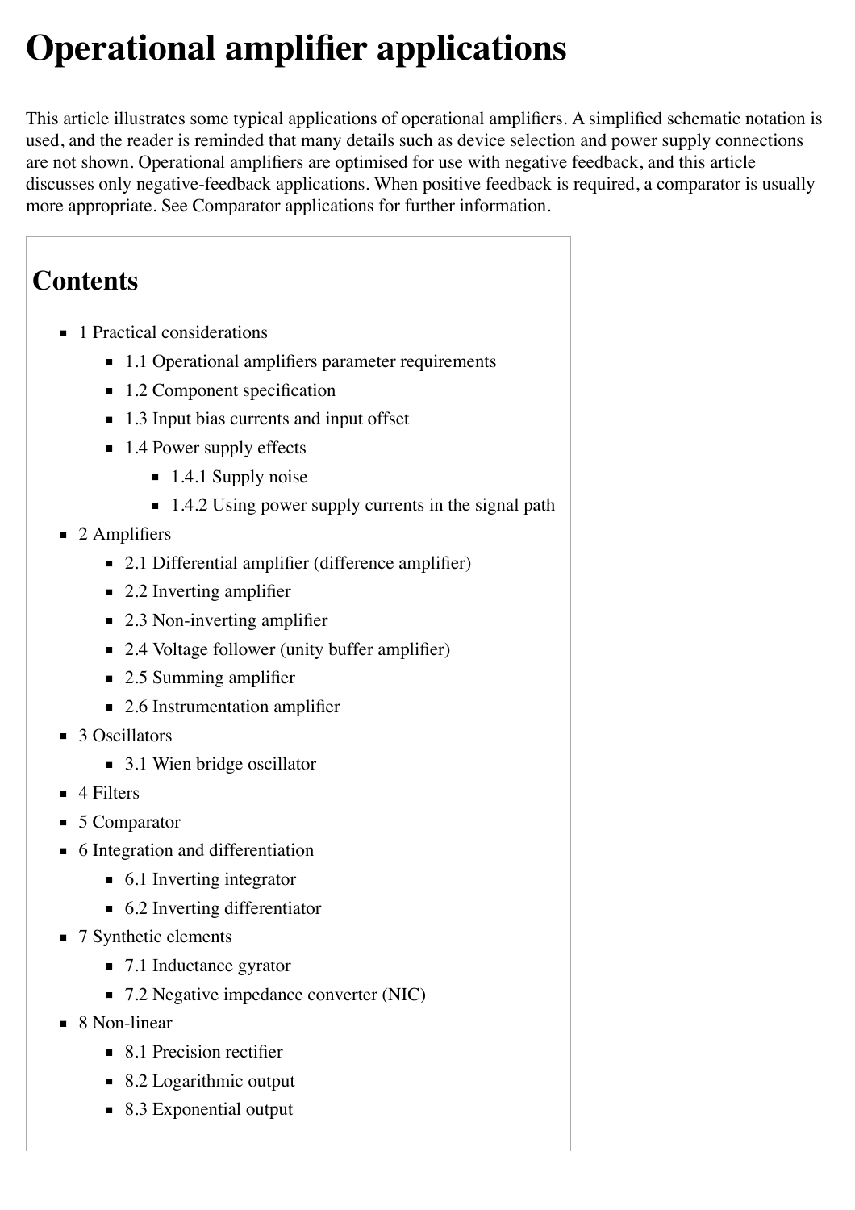# Operational amplifier applications

This article illustrates some typical applications of operational amplifiers. A simplified schematic notation is used, and the reader is reminded that many details such as device selection and power supply connections are not shown. Operational amplifiers are optimised for use with negative feedback, and this article discusses only negative-feedback applications. When positive feedback is required, a comparator is usually more appropriate. See Comparator applications for further information.

## Contents

- 1 Practical considerations
  - 1.1 Operational amplifiers parameter requirements
  - 1.2 Component specification
  - 1.3 Input bias currents and input offset
  - 1.4 Power supply effects
    - 1.4.1 Supply noise
    - 1.4.2 Using power supply currents in the signal path
- 2 Amplifiers
  - 2.1 Differential amplifier (difference amplifier)
  - 2.2 Inverting amplifier
  - 2.3 Non-inverting amplifier
  - 2.4 Voltage follower (unity buffer amplifier)
  - 2.5 Summing amplifier
  - 2.6 Instrumentation amplifier
- 3 Oscillators
  - 3.1 Wien bridge oscillator
- 4 Filters
- 5 Comparator
- 6 Integration and differentiation
  - 6.1 Inverting integrator
  - 6.2 Inverting differentiator
- 7 Synthetic elements
  - 7.1 Inductance gyrator
  - 7.2 Negative impedance converter (NIC)
- 8 Non-linear
  - 8.1 Precision rectifier
  - 8.2 Logarithmic output
  - 8.3 Exponential output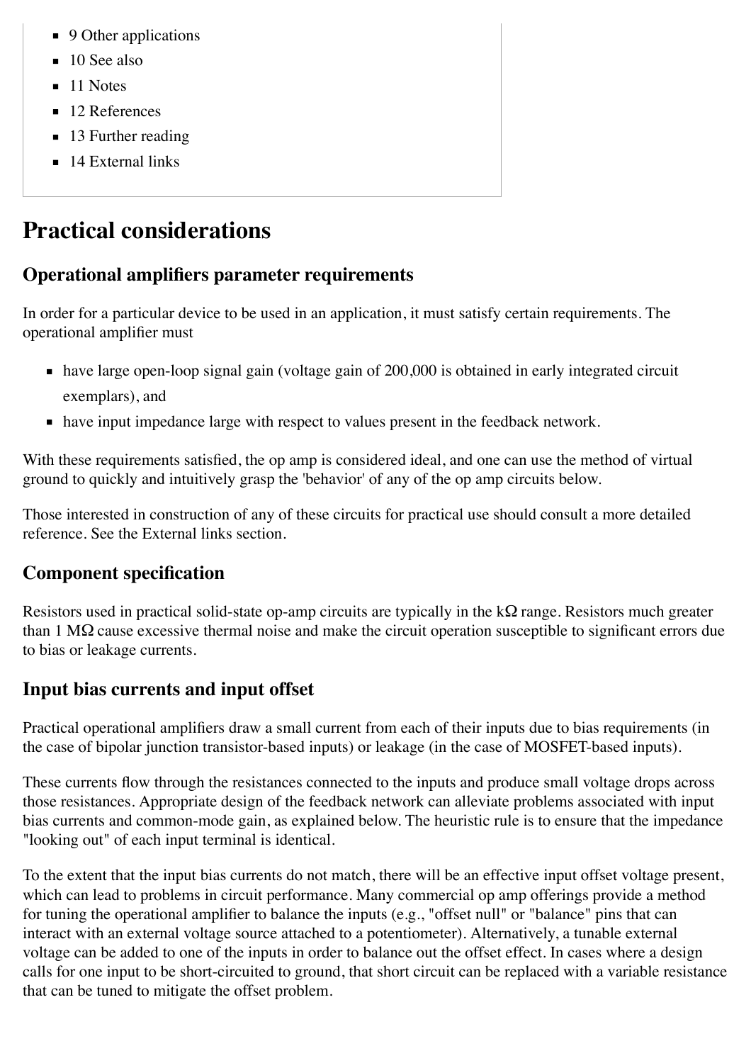- 9 Other applications
- 10 See also
- 11 Notes
- 12 References
- 13 Further reading
- 14 External links

# Practical considerations

## Operational amplifiers parameter requirements

In order for a particular device to be used in an application, it must satisfy certain requirements. The operational amplifier must

- have large open-loop signal gain (voltage gain of 200,000 is obtained in early integrated circuit exemplars), and
- have input impedance large with respect to values present in the feedback network.

With these requirements satisfied, the op amp is considered ideal, and one can use the method of virtual ground to quickly and intuitively grasp the 'behavior' of any of the op amp circuits below.

Those interested in construction of any of these circuits for practical use should consult a more detailed reference. See the External links section.

## Component specification

Resistors used in practical solid-state op-amp circuits are typically in the kΩ range. Resistors much greater than 1 MΩ cause excessive thermal noise and make the circuit operation susceptible to significant errors due to bias or leakage currents.

## Input bias currents and input offset

Practical operational amplifiers draw a small current from each of their inputs due to bias requirements (in the case of bipolar junction transistor-based inputs) or leakage (in the case of MOSFET-based inputs).

These currents flow through the resistances connected to the inputs and produce small voltage drops across those resistances. Appropriate design of the feedback network can alleviate problems associated with input bias currents and common-mode gain, as explained below. The heuristic rule is to ensure that the impedance "looking out" of each input terminal is identical.

To the extent that the input bias currents do not match, there will be an effective input offset voltage present, which can lead to problems in circuit performance. Many commercial op amp offerings provide a method for tuning the operational amplifier to balance the inputs (e.g., "offset null" or "balance" pins that can interact with an external voltage source attached to a potentiometer). Alternatively, a tunable external voltage can be added to one of the inputs in order to balance out the offset effect. In cases where a design calls for one input to be short-circuited to ground, that short circuit can be replaced with a variable resistance that can be tuned to mitigate the offset problem.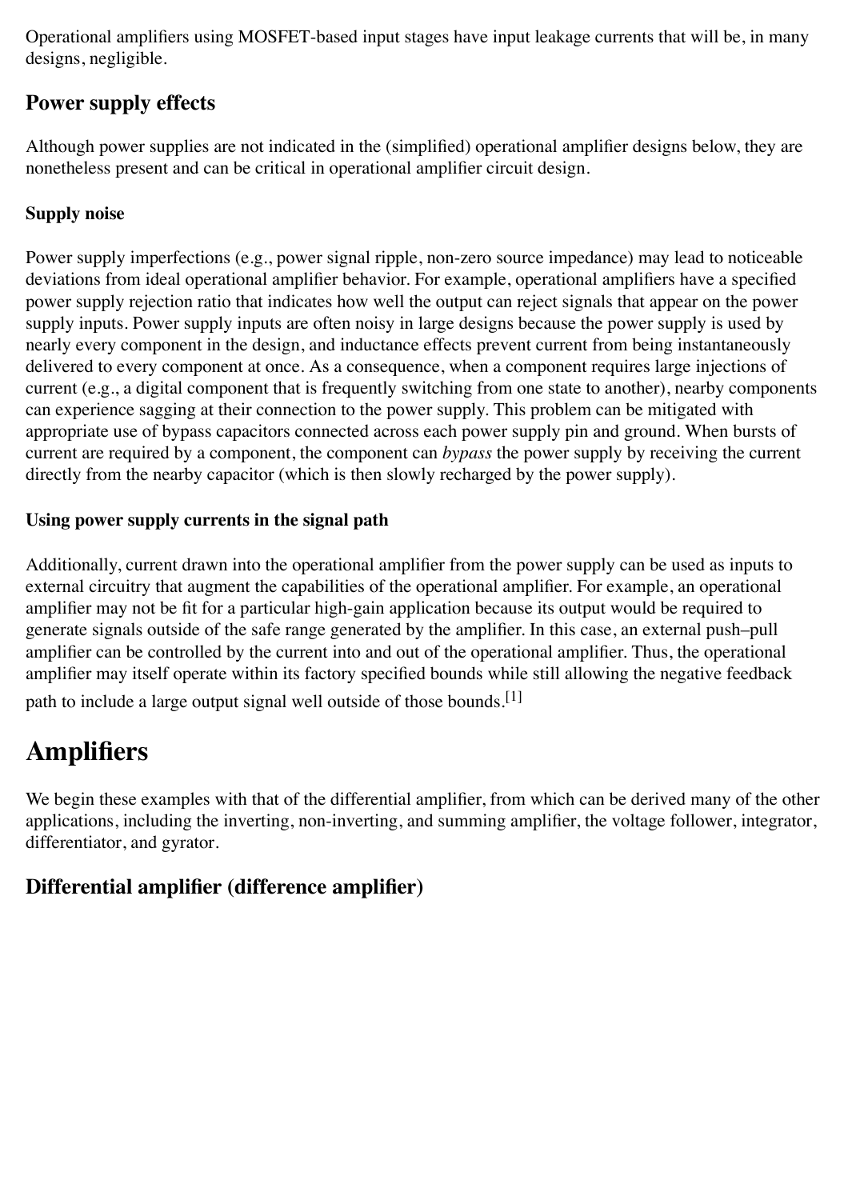Operational amplifiers using MOSFET-based input stages have input leakage currents that will be, in many designs, negligible.

## Power supply effects

Although power supplies are not indicated in the (simplified) operational amplifier designs below, they are nonetheless present and can be critical in operational amplifier circuit design.

### Supply noise

Power supply imperfections (e.g., power signal ripple, non-zero source impedance) may lead to noticeable deviations from ideal operational amplifier behavior. For example, operational amplifiers have a specified power supply rejection ratio that indicates how well the output can reject signals that appear on the power supply inputs. Power supply inputs are often noisy in large designs because the power supply is used by nearly every component in the design, and inductance effects prevent current from being instantaneously delivered to every component at once. As a consequence, when a component requires large injections of current (e.g., a digital component that is frequently switching from one state to another), nearby components can experience sagging at their connection to the power supply. This problem can be mitigated with appropriate use of bypass capacitors connected across each power supply pin and ground. When bursts of current are required by a component, the component can *bypass* the power supply by receiving the current directly from the nearby capacitor (which is then slowly recharged by the power supply).

### Using power supply currents in the signal path

Additionally, current drawn into the operational amplifier from the power supply can be used as inputs to external circuitry that augment the capabilities of the operational amplifier. For example, an operational amplifier may not be fit for a particular high-gain application because its output would be required to generate signals outside of the safe range generated by the amplifier. In this case, an external push–pull amplifier can be controlled by the current into and out of the operational amplifier. Thus, the operational amplifier may itself operate within its factory specified bounds while still allowing the negative feedback path to include a large output signal well outside of those bounds.[1]

# Amplifiers

We begin these examples with that of the differential amplifier, from which can be derived many of the other applications, including the inverting, non-inverting, and summing amplifier, the voltage follower, integrator, differentiator, and gyrator.

## Differential amplifier (difference amplifier)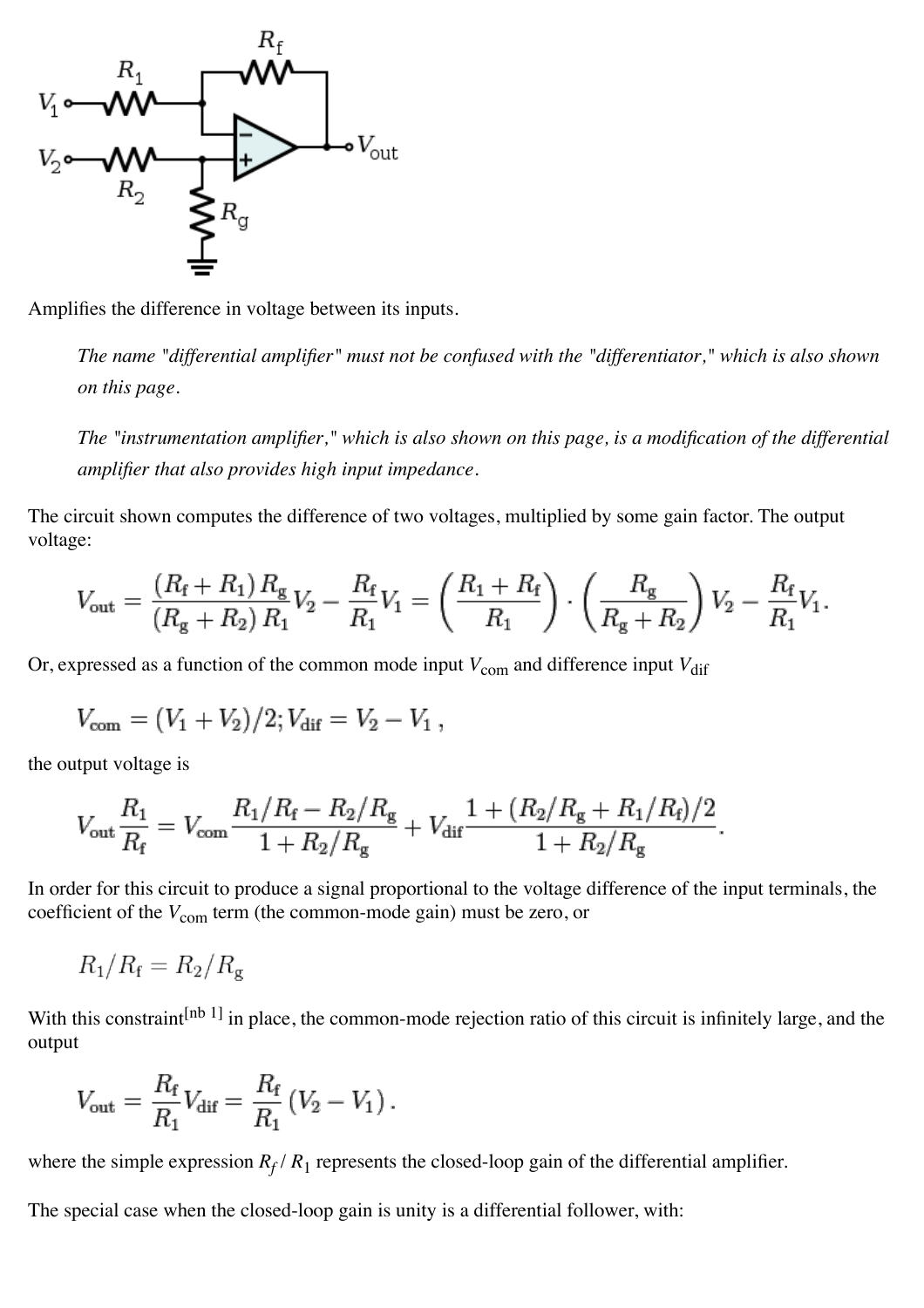Amplifies the difference in voltage between its inputs.

> *The name "differential amplifier" must not be confused with the "differentiator," which is also shown on this page.*
>
> *The "instrumentation amplifier," which is also shown on this page, is a modification of the differential amplifier that also provides high input impedance.*

The circuit shown computes the difference of two voltages, multiplied by some gain factor. The output voltage:

$$V_{\text{out}} = \frac{(R_{\text{f}} + R_1) R_{\text{g}}}{(R_{\text{g}} + R_2) R_1} V_2 - \frac{R_{\text{f}}}{R_1} V_1 = \left( \frac{R_1 + R_{\text{f}}}{R_1} \right) \cdot \left( \frac{R_{\text{g}}}{R_{\text{g}} + R_2} \right) V_2 - \frac{R_{\text{f}}}{R_1} V_1.$$

Or, expressed as a function of the common mode input $V_{\text{com}}$ and difference input $V_{\text{dif}}$

$$V_{\text{com}} = (V_1 + V_2)/2; V_{\text{dif}} = V_2 - V_1 \,,$$

the output voltage is

$$V_{\text{out}} \frac{R_1}{R_{\text{f}}} = V_{\text{com}} \frac{R_1/R_{\text{f}} - R_2/R_{\text{g}}}{1 + R_2/R_{\text{g}}} + V_{\text{dif}} \frac{1 + (R_2/R_{\text{g}} + R_1/R_{\text{f}})/2}{1 + R_2/R_{\text{g}}}.$$

In order for this circuit to produce a signal proportional to the voltage difference of the input terminals, the coefficient of the $V_{\text{com}}$ term (the common-mode gain) must be zero, or

$$R_1/R_{\text{f}} = R_2/R_{\text{g}}$$

With this constraint[nb 1] in place, the common-mode rejection ratio of this circuit is infinitely large, and the output

$$V_{\text{out}} = \frac{R_{\text{f}}}{R_1} V_{\text{dif}} = \frac{R_{\text{f}}}{R_1} (V_2 - V_1) \,.$$

where the simple expression $R_f / R_1$ represents the closed-loop gain of the differential amplifier.

The special case when the closed-loop gain is unity is a differential follower, with: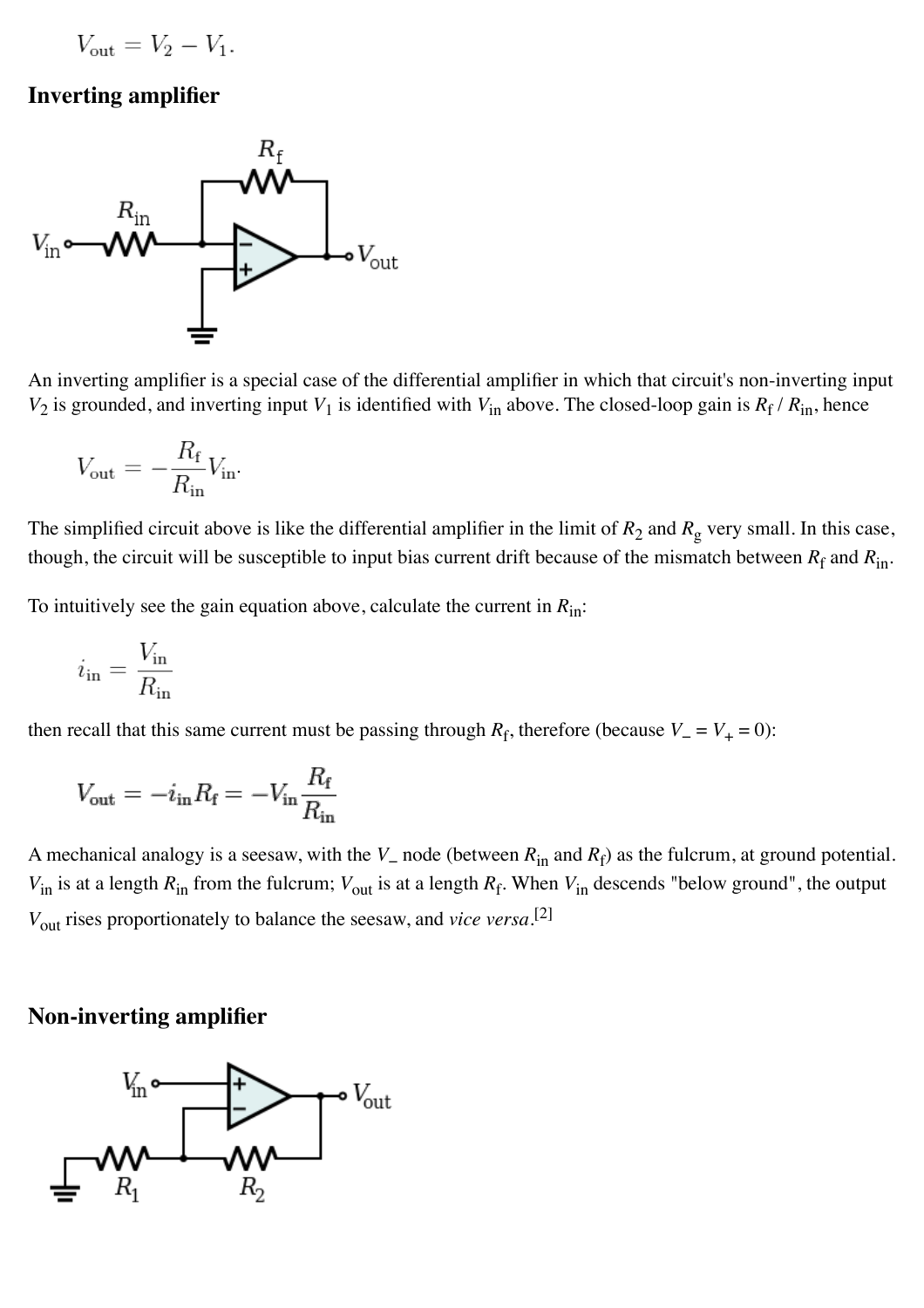$$V_{\text{out}} = V_2 - V_1.$$

### Inverting amplifier

An inverting amplifier is a special case of the differential amplifier in which that circuit's non-inverting input $V_2$ is grounded, and inverting input $V_1$ is identified with $V_{\text{in}}$ above. The closed-loop gain is $R_f / R_{\text{in}}$, hence

$$V_{\text{out}} = -\frac{R_f}{R_{\text{in}}} V_{\text{in}}.$$

The simplified circuit above is like the differential amplifier in the limit of $R_2$ and $R_g$ very small. In this case, though, the circuit will be susceptible to input bias current drift because of the mismatch between $R_f$ and $R_{\text{in}}$.

To intuitively see the gain equation above, calculate the current in $R_{\text{in}}$:

$$i_{\text{in}} = \frac{V_{\text{in}}}{R_{\text{in}}}$$

then recall that this same current must be passing through $R_f$, therefore (because $V_- = V_+ = 0$):

$$V_{\text{out}} = -i_{\text{in}} R_f = -V_{\text{in}} \frac{R_f}{R_{\text{in}}}$$

A mechanical analogy is a seesaw, with the $V_-$ node (between $R_{\text{in}}$ and $R_f$) as the fulcrum, at ground potential. $V_{\text{in}}$ is at a length $R_{\text{in}}$ from the fulcrum; $V_{\text{out}}$ is at a length $R_f$. When $V_{\text{in}}$ descends "below ground", the output $V_{\text{out}}$ rises proportionately to balance the seesaw, and *vice versa*.[2]

### Non-inverting amplifier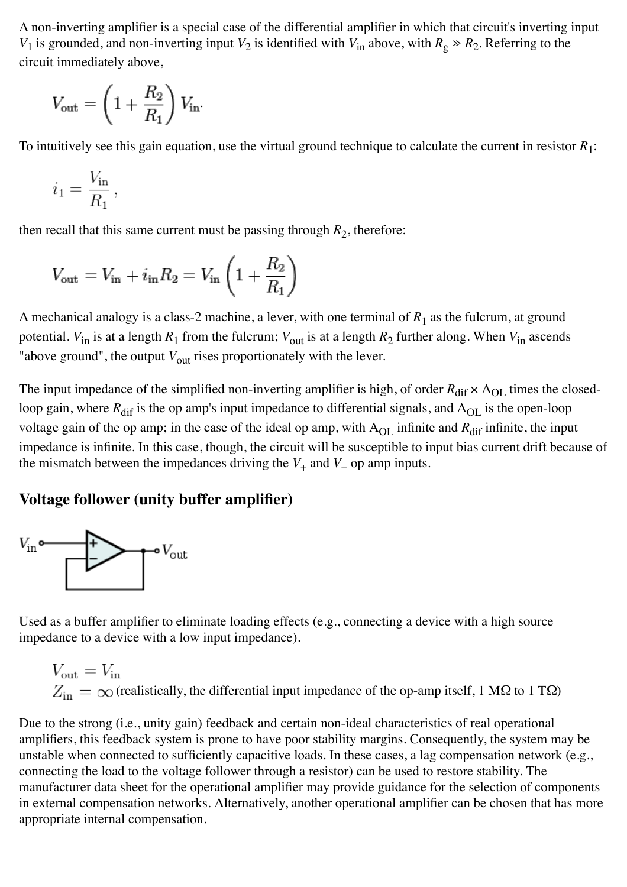A non-inverting amplifier is a special case of the differential amplifier in which that circuit's inverting input $V_1$ is grounded, and non-inverting input $V_2$ is identified with $V_{in}$ above, with $R_g \gg R_2$. Referring to the circuit immediately above,

$$V_{out} = \left(1 + \frac{R_2}{R_1}\right) V_{in}.$$

To intuitively see this gain equation, use the virtual ground technique to calculate the current in resistor $R_1$:

$$i_1 = \frac{V_{in}}{R_1},$$

then recall that this same current must be passing through $R_2$, therefore:

$$V_{out} = V_{in} + i_{in} R_2 = V_{in}\left(1 + \frac{R_2}{R_1}\right)$$

A mechanical analogy is a class-2 machine, a lever, with one terminal of $R_1$ as the fulcrum, at ground potential. $V_{in}$ is at a length $R_1$ from the fulcrum; $V_{out}$ is at a length $R_2$ further along. When $V_{in}$ ascends "above ground", the output $V_{out}$ rises proportionately with the lever.

The input impedance of the simplified non-inverting amplifier is high, of order $R_{dif} \times A_{OL}$ times the closed-loop gain, where $R_{dif}$ is the op amp's input impedance to differential signals, and $A_{OL}$ is the open-loop voltage gain of the op amp; in the case of the ideal op amp, with $A_{OL}$ infinite and $R_{dif}$ infinite, the input impedance is infinite. In this case, though, the circuit will be susceptible to input bias current drift because of the mismatch between the impedances driving the $V_+$ and $V_-$ op amp inputs.

## Voltage follower (unity buffer amplifier)

Used as a buffer amplifier to eliminate loading effects (e.g., connecting a device with a high source impedance to a device with a low input impedance).

$$V_{out} = V_{in}$$
$$Z_{in} = \infty \text{ (realistically, the differential input impedance of the op-amp itself, 1 M}\Omega \text{ to 1 T}\Omega\text{)}$$

Due to the strong (i.e., unity gain) feedback and certain non-ideal characteristics of real operational amplifiers, this feedback system is prone to have poor stability margins. Consequently, the system may be unstable when connected to sufficiently capacitive loads. In these cases, a lag compensation network (e.g., connecting the load to the voltage follower through a resistor) can be used to restore stability. The manufacturer data sheet for the operational amplifier may provide guidance for the selection of components in external compensation networks. Alternatively, another operational amplifier can be chosen that has more appropriate internal compensation.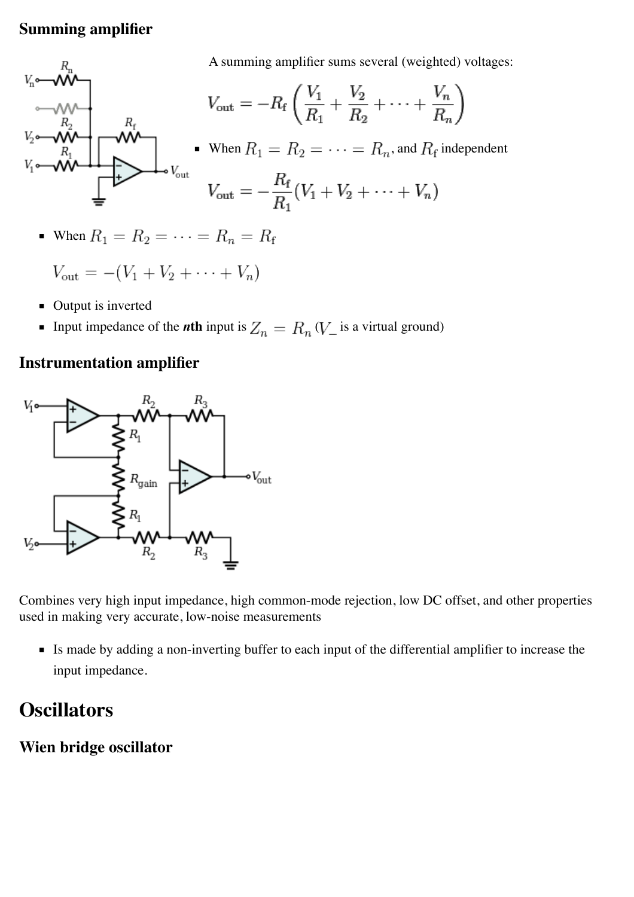### Summing amplifier

A summing amplifier sums several (weighted) voltages:

$$V_{\text{out}} = -R_{\text{f}} \left( \frac{V_1}{R_1} + \frac{V_2}{R_2} + \cdots + \frac{V_n}{R_n} \right)$$

- When $R_1 = R_2 = \cdots = R_n$, and $R_{\text{f}}$ independent

$$V_{\text{out}} = -\frac{R_{\text{f}}}{R_1}(V_1 + V_2 + \cdots + V_n)$$

- When $R_1 = R_2 = \cdots = R_n = R_{\text{f}}$

$$V_{\text{out}} = -(V_1 + V_2 + \cdots + V_n)$$

- Output is inverted
- Input impedance of the ***n*th** input is $Z_n = R_n$ ($V_-$ is a virtual ground)

### Instrumentation amplifier

Combines very high input impedance, high common-mode rejection, low DC offset, and other properties used in making very accurate, low-noise measurements

- Is made by adding a non-inverting buffer to each input of the differential amplifier to increase the input impedance.

## Oscillators

### Wien bridge oscillator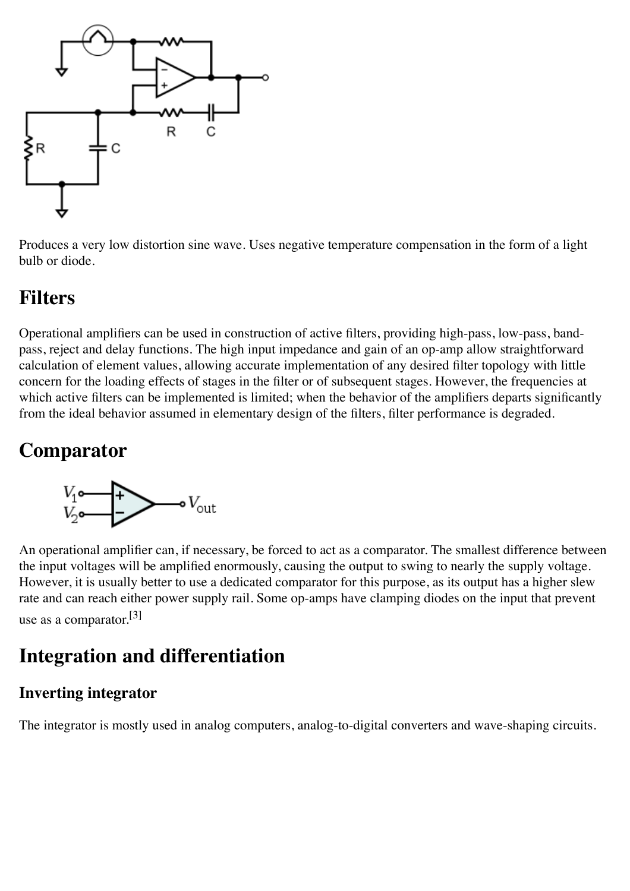Produces a very low distortion sine wave. Uses negative temperature compensation in the form of a light bulb or diode.

## Filters

Operational amplifiers can be used in construction of active filters, providing high-pass, low-pass, band-pass, reject and delay functions. The high input impedance and gain of an op-amp allow straightforward calculation of element values, allowing accurate implementation of any desired filter topology with little concern for the loading effects of stages in the filter or of subsequent stages. However, the frequencies at which active filters can be implemented is limited; when the behavior of the amplifiers departs significantly from the ideal behavior assumed in elementary design of the filters, filter performance is degraded.

## Comparator

An operational amplifier can, if necessary, be forced to act as a comparator. The smallest difference between the input voltages will be amplified enormously, causing the output to swing to nearly the supply voltage. However, it is usually better to use a dedicated comparator for this purpose, as its output has a higher slew rate and can reach either power supply rail. Some op-amps have clamping diodes on the input that prevent use as a comparator.[3]

## Integration and differentiation

### Inverting integrator

The integrator is mostly used in analog computers, analog-to-digital converters and wave-shaping circuits.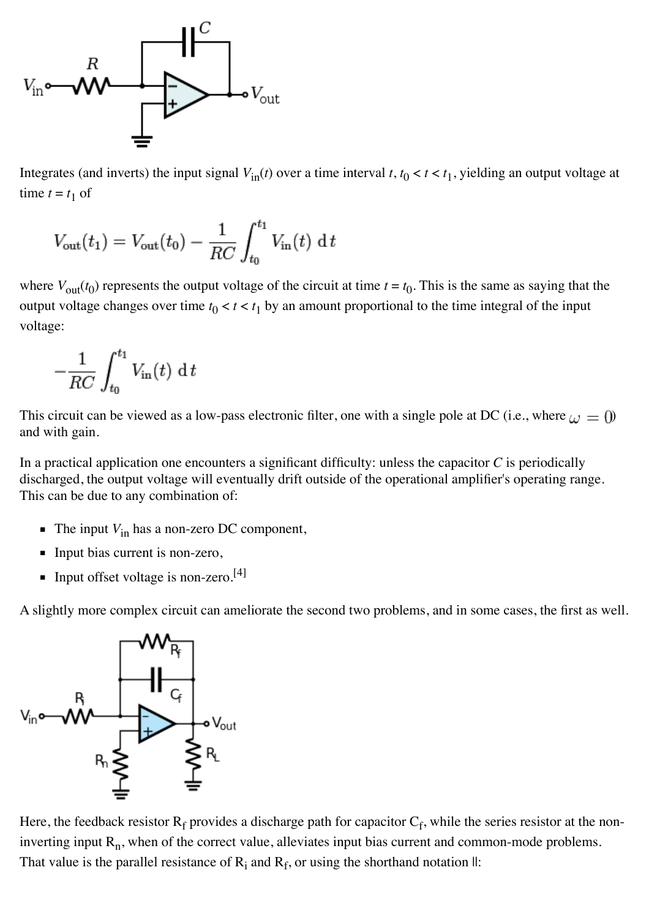Integrates (and inverts) the input signal $V_{in}(t)$ over a time interval $t$, $t_0 < t < t_1$, yielding an output voltage at time $t = t_1$ of

$$V_{out}(t_1) = V_{out}(t_0) - \frac{1}{RC}\int_{t_0}^{t_1} V_{in}(t)\,\mathrm{d}t$$

where $V_{out}(t_0)$ represents the output voltage of the circuit at time $t = t_0$. This is the same as saying that the output voltage changes over time $t_0 < t < t_1$ by an amount proportional to the time integral of the input voltage:

$$-\frac{1}{RC}\int_{t_0}^{t_1} V_{in}(t)\,\mathrm{d}t$$

This circuit can be viewed as a low-pass electronic filter, one with a single pole at DC (i.e., where $\omega = 0$) and with gain.

In a practical application one encounters a significant difficulty: unless the capacitor $C$ is periodically discharged, the output voltage will eventually drift outside of the operational amplifier's operating range. This can be due to any combination of:

- The input $V_{in}$ has a non-zero DC component,
- Input bias current is non-zero,
- Input offset voltage is non-zero.[4]

A slightly more complex circuit can ameliorate the second two problems, and in some cases, the first as well.

Here, the feedback resistor $R_f$ provides a discharge path for capacitor $C_f$, while the series resistor at the non-inverting input $R_n$, when of the correct value, alleviates input bias current and common-mode problems. That value is the parallel resistance of $R_i$ and $R_f$, or using the shorthand notation ||: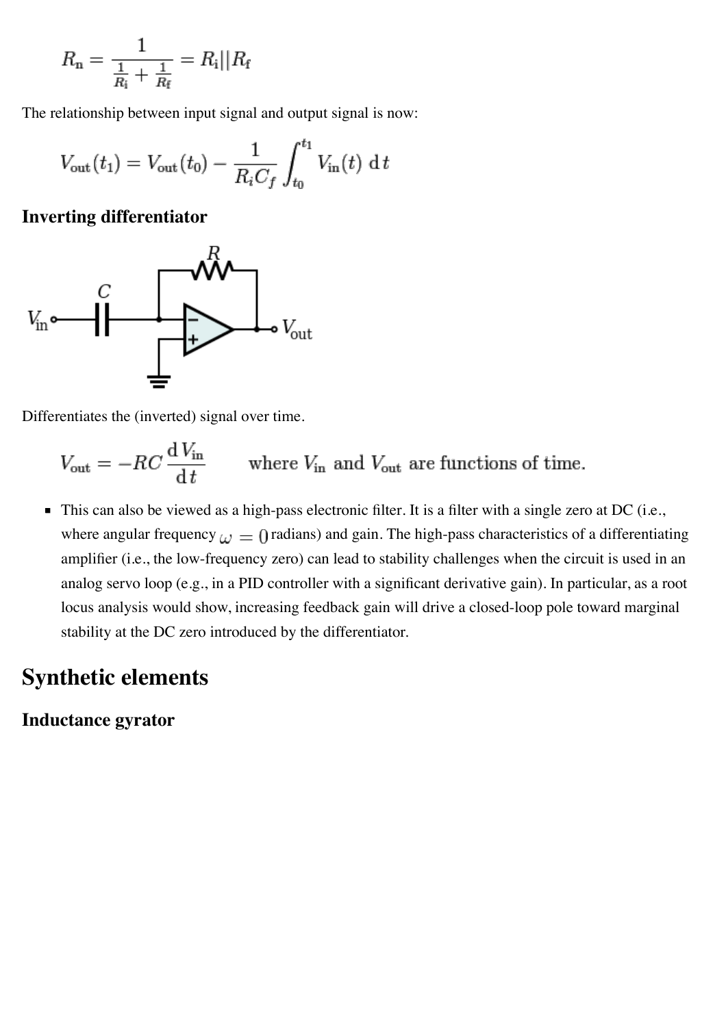$$R_{\mathrm{n}} = \frac{1}{\frac{1}{R_{\mathrm{i}}} + \frac{1}{R_{\mathrm{f}}}} = R_{\mathrm{i}} || R_{\mathrm{f}}$$

The relationship between input signal and output signal is now:

$$V_{\mathrm{out}}(t_1) = V_{\mathrm{out}}(t_0) - \frac{1}{R_i C_f} \int_{t_0}^{t_1} V_{\mathrm{in}}(t)\, \mathrm{d}\,t$$

### Inverting differentiator

Differentiates the (inverted) signal over time.

$$V_{\mathrm{out}} = -RC\,\frac{\mathrm{d}\,V_{\mathrm{in}}}{\mathrm{d}\,t} \qquad \text{where } V_{\mathrm{in}} \text{ and } V_{\mathrm{out}} \text{ are functions of time.}$$

- This can also be viewed as a high-pass electronic filter. It is a filter with a single zero at DC (i.e., where angular frequency $\omega = 0$ radians) and gain. The high-pass characteristics of a differentiating amplifier (i.e., the low-frequency zero) can lead to stability challenges when the circuit is used in an analog servo loop (e.g., in a PID controller with a significant derivative gain). In particular, as a root locus analysis would show, increasing feedback gain will drive a closed-loop pole toward marginal stability at the DC zero introduced by the differentiator.

## Synthetic elements

### Inductance gyrator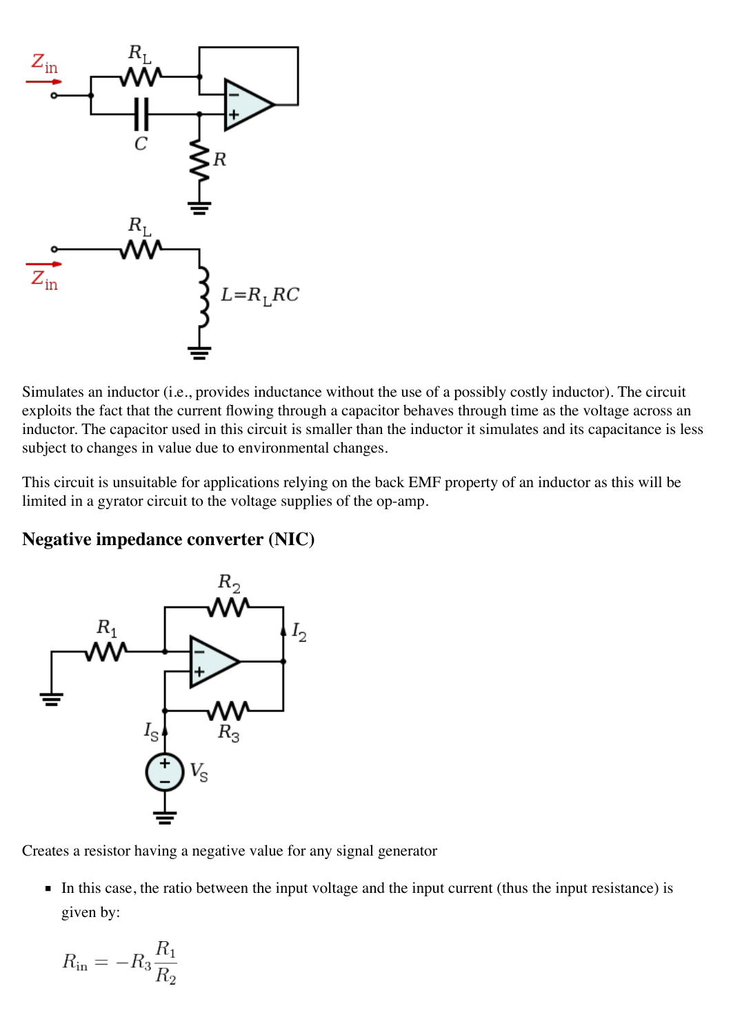Simulates an inductor (i.e., provides inductance without the use of a possibly costly inductor). The circuit exploits the fact that the current flowing through a capacitor behaves through time as the voltage across an inductor. The capacitor used in this circuit is smaller than the inductor it simulates and its capacitance is less subject to changes in value due to environmental changes.

This circuit is unsuitable for applications relying on the back EMF property of an inductor as this will be limited in a gyrator circuit to the voltage supplies of the op-amp.

### Negative impedance converter (NIC)

Creates a resistor having a negative value for any signal generator

- In this case, the ratio between the input voltage and the input current (thus the input resistance) is given by:

$$R_{\text{in}} = -R_3 \frac{R_1}{R_2}$$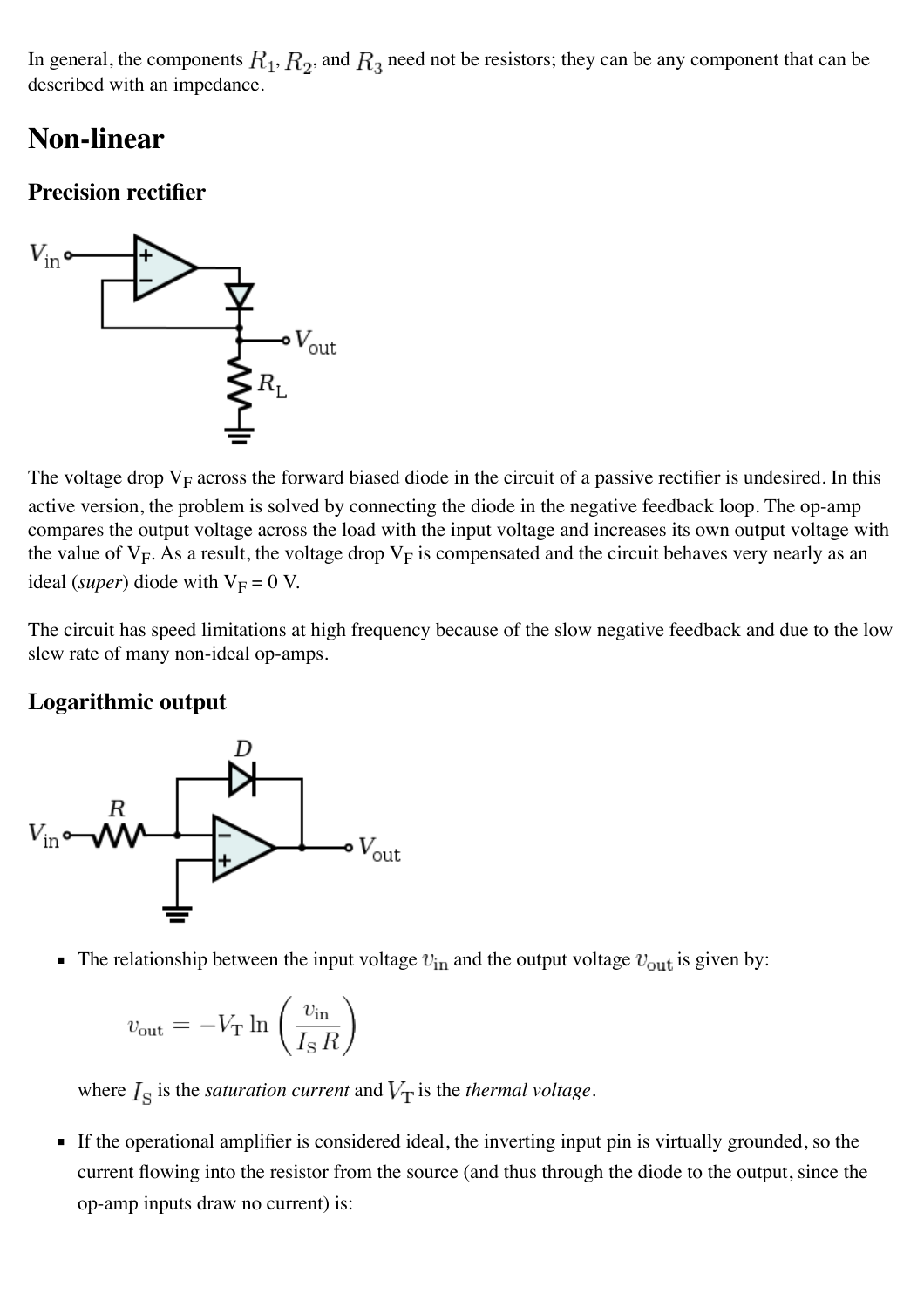In general, the components $R_1$, $R_2$, and $R_3$ need not be resistors; they can be any component that can be described with an impedance.

## Non-linear

### Precision rectifier

The voltage drop $V_F$ across the forward biased diode in the circuit of a passive rectifier is undesired. In this active version, the problem is solved by connecting the diode in the negative feedback loop. The op-amp compares the output voltage across the load with the input voltage and increases its own output voltage with the value of $V_F$. As a result, the voltage drop $V_F$ is compensated and the circuit behaves very nearly as an ideal (*super*) diode with $V_F = 0$ V.

The circuit has speed limitations at high frequency because of the slow negative feedback and due to the low slew rate of many non-ideal op-amps.

### Logarithmic output

- The relationship between the input voltage $v_{\text{in}}$ and the output voltage $v_{\text{out}}$ is given by:

  $$v_{\text{out}} = -V_{\text{T}} \ln\left(\frac{v_{\text{in}}}{I_{\text{S}}\, R}\right)$$

  where $I_{\text{S}}$ is the *saturation current* and $V_{\text{T}}$ is the *thermal voltage*.

- If the operational amplifier is considered ideal, the inverting input pin is virtually grounded, so the current flowing into the resistor from the source (and thus through the diode to the output, since the op-amp inputs draw no current) is: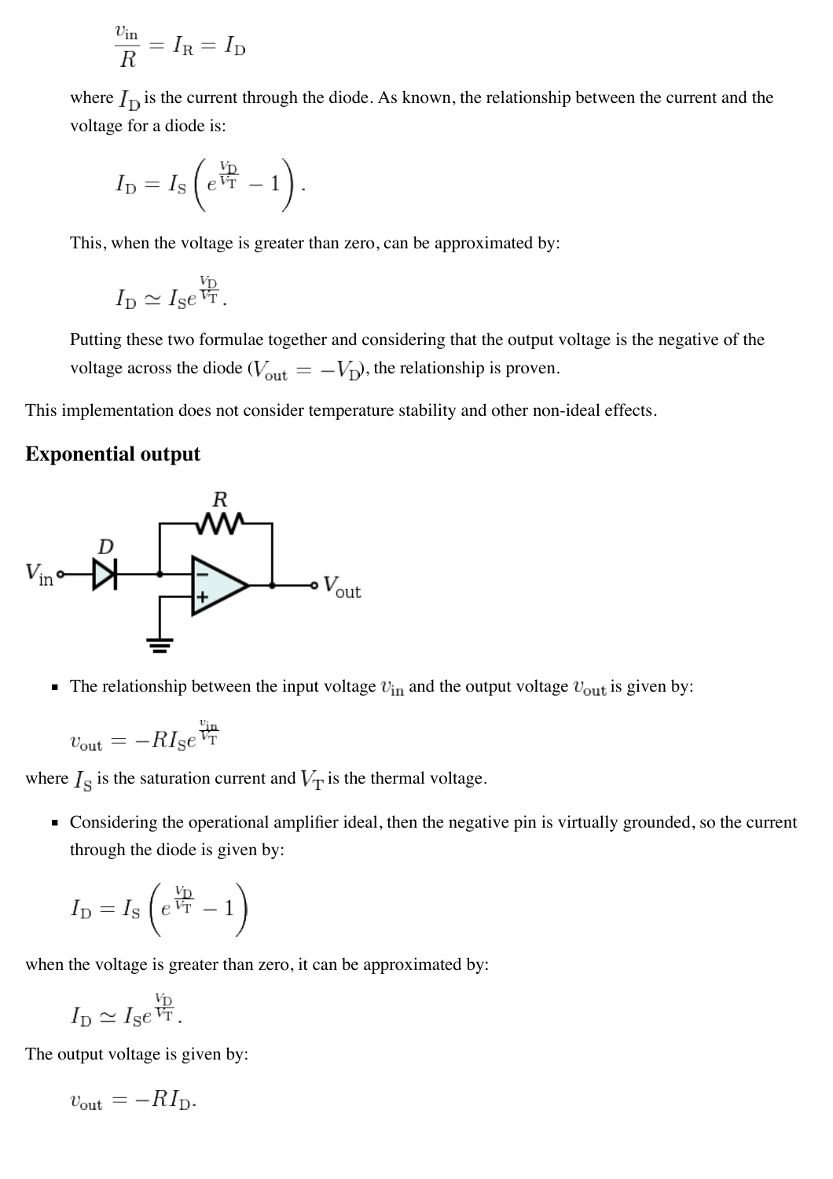$$\frac{v_{\text{in}}}{R} = I_{\text{R}} = I_{\text{D}}$$

where $I_{\text{D}}$ is the current through the diode. As known, the relationship between the current and the voltage for a diode is:

$$I_{\text{D}} = I_{\text{S}}\left(e^{\frac{V_{\text{D}}}{V_{\text{T}}}} - 1\right).$$

This, when the voltage is greater than zero, can be approximated by:

$$I_{\text{D}} \simeq I_{\text{S}} e^{\frac{V_{\text{D}}}{V_{\text{T}}}}.$$

Putting these two formulae together and considering that the output voltage is the negative of the voltage across the diode ($V_{\text{out}} = -V_{\text{D}}$), the relationship is proven.

This implementation does not consider temperature stability and other non-ideal effects.

### Exponential output

R
D
$V_{\text{in}}$
$V_{\text{out}}$

- The relationship between the input voltage $v_{\text{in}}$ and the output voltage $v_{\text{out}}$ is given by:

$$v_{\text{out}} = -RI_{\text{S}} e^{\frac{v_{\text{in}}}{V_{\text{T}}}}$$

where $I_{\text{S}}$ is the saturation current and $V_{\text{T}}$ is the thermal voltage.

- Considering the operational amplifier ideal, then the negative pin is virtually grounded, so the current through the diode is given by:

$$I_{\text{D}} = I_{\text{S}}\left(e^{\frac{V_{\text{D}}}{V_{\text{T}}}} - 1\right)$$

when the voltage is greater than zero, it can be approximated by:

$$I_{\text{D}} \simeq I_{\text{S}} e^{\frac{V_{\text{D}}}{V_{\text{T}}}}.$$

The output voltage is given by:

$$v_{\text{out}} = -RI_{\text{D}}.$$